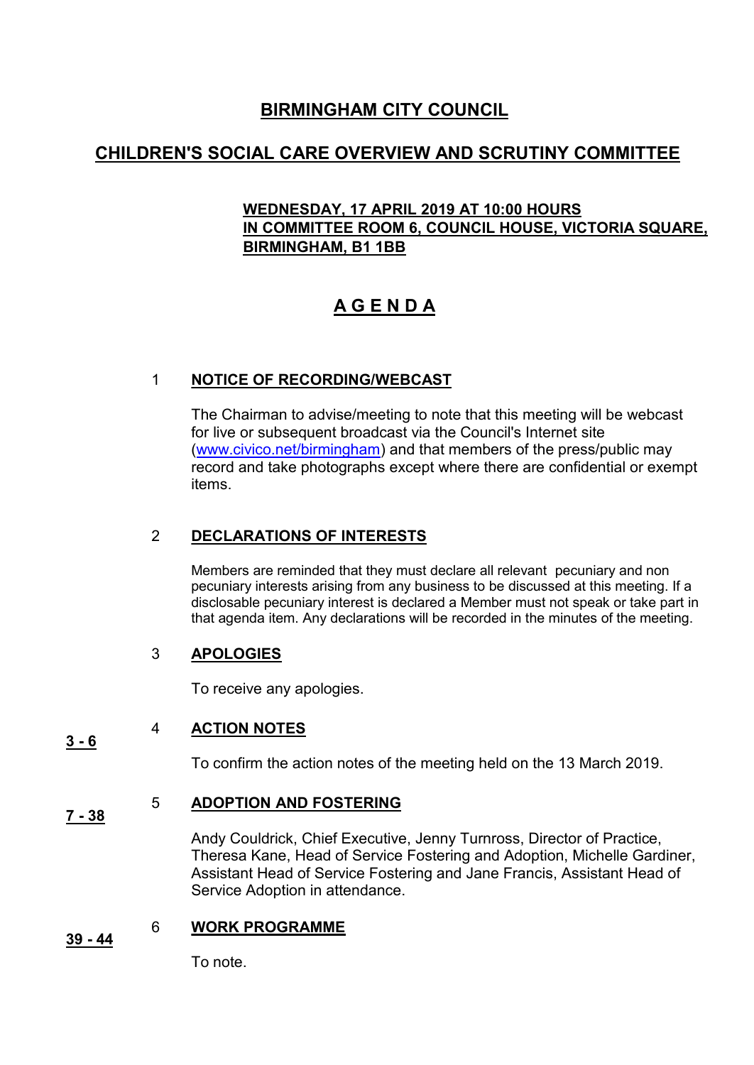# BIRMINGHAM CITY COUNCIL

## CHILDREN'S SOCIAL CARE OVERVIEW AND SCRUTINY COMMITTEE

**WEDNESDAY, 17 APRIL 2019 AT 10:00 HOURS**
**IN COMMITTEE ROOM 6, COUNCIL HOUSE, VICTORIA SQUARE, BIRMINGHAM, B1 1BB**

# A G E N D A

### 1 NOTICE OF RECORDING/WEBCAST

The Chairman to advise/meeting to note that this meeting will be webcast for live or subsequent broadcast via the Council's Internet site (www.civico.net/birmingham) and that members of the press/public may record and take photographs except where there are confidential or exempt items.

### 2 DECLARATIONS OF INTERESTS

Members are reminded that they must declare all relevant pecuniary and non pecuniary interests arising from any business to be discussed at this meeting. If a disclosable pecuniary interest is declared a Member must not speak or take part in that agenda item. Any declarations will be recorded in the minutes of the meeting.

### 3 APOLOGIES

To receive any apologies.

### 4 ACTION NOTES

**3 - 6**

To confirm the action notes of the meeting held on the 13 March 2019.

### 5 ADOPTION AND FOSTERING

**7 - 38**

Andy Couldrick, Chief Executive, Jenny Turnross, Director of Practice, Theresa Kane, Head of Service Fostering and Adoption, Michelle Gardiner, Assistant Head of Service Fostering and Jane Francis, Assistant Head of Service Adoption in attendance.

### 6 WORK PROGRAMME

**39 - 44**

To note.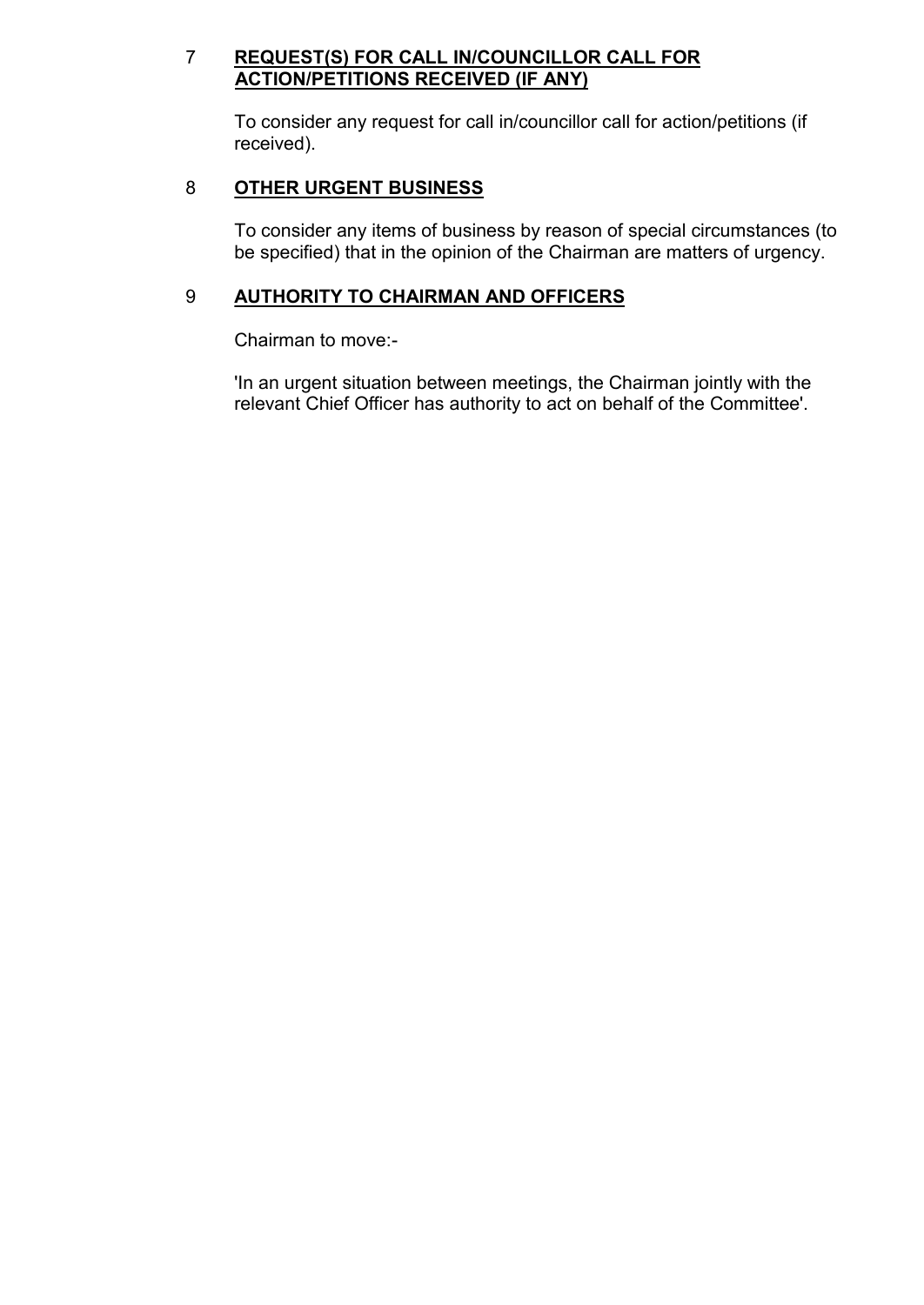## 7 **REQUEST(S) FOR CALL IN/COUNCILLOR CALL FOR ACTION/PETITIONS RECEIVED (IF ANY)**

To consider any request for call in/councillor call for action/petitions (if received).

## 8 **OTHER URGENT BUSINESS**

To consider any items of business by reason of special circumstances (to be specified) that in the opinion of the Chairman are matters of urgency.

## 9 **AUTHORITY TO CHAIRMAN AND OFFICERS**

Chairman to move:-

'In an urgent situation between meetings, the Chairman jointly with the relevant Chief Officer has authority to act on behalf of the Committee'.